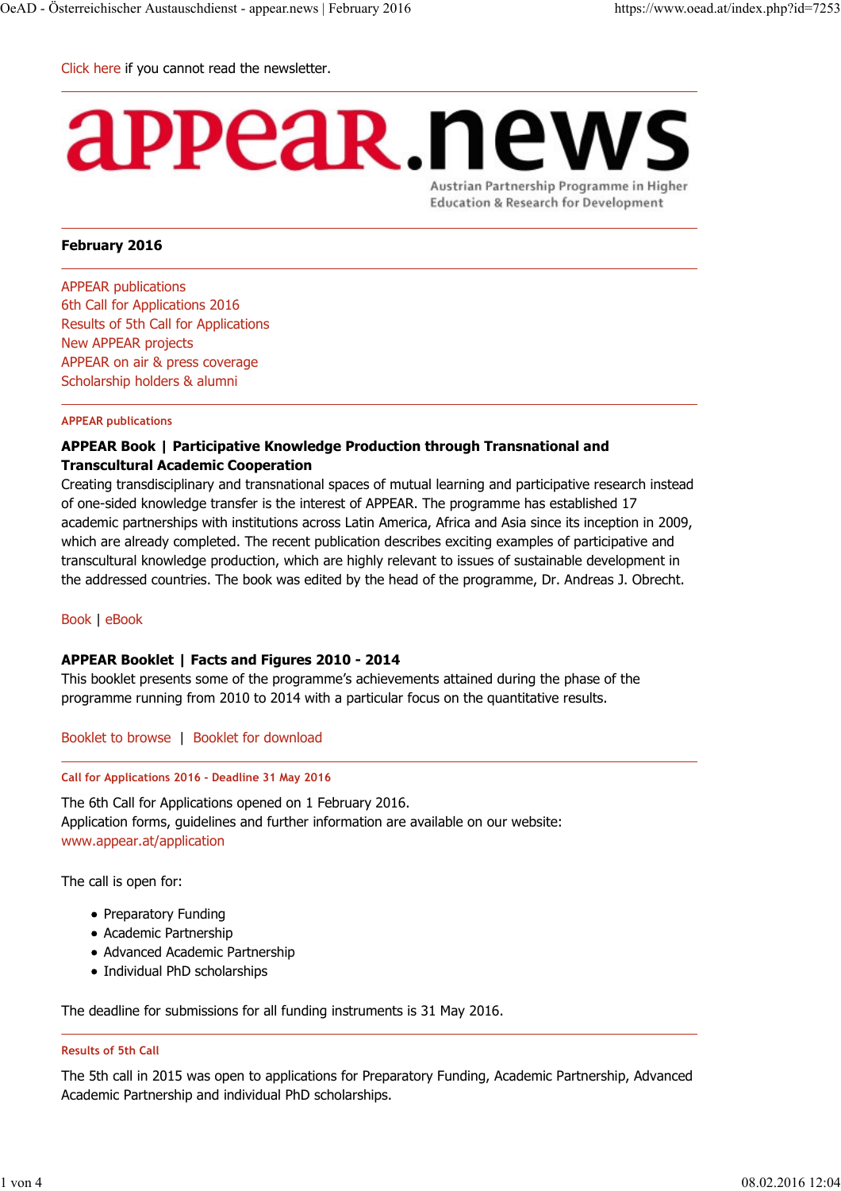Click here if you cannot read the newsletter.

# appear.news

Austrian Partnership Programme in Higher Education & Research for Development

**February 2016**

APPEAR publications
6th Call for Applications 2016
Results of 5th Call for Applications
New APPEAR projects
APPEAR on air & press coverage
Scholarship holders & alumni

## APPEAR publications

**APPEAR Book | Participative Knowledge Production through Transnational and Transcultural Academic Cooperation**

Creating transdisciplinary and transnational spaces of mutual learning and participative research instead of one-sided knowledge transfer is the interest of APPEAR. The programme has established 17 academic partnerships with institutions across Latin America, Africa and Asia since its inception in 2009, which are already completed. The recent publication describes exciting examples of participative and transcultural knowledge production, which are highly relevant to issues of sustainable development in the addressed countries. The book was edited by the head of the programme, Dr. Andreas J. Obrecht.

Book | eBook

**APPEAR Booklet | Facts and Figures 2010 - 2014**

This booklet presents some of the programme's achievements attained during the phase of the programme running from 2010 to 2014 with a particular focus on the quantitative results.

Booklet to browse | Booklet for download

## Call for Applications 2016 - Deadline 31 May 2016

The 6th Call for Applications opened on 1 February 2016.
Application forms, guidelines and further information are available on our website:
www.appear.at/application

The call is open for:

- Preparatory Funding
- Academic Partnership
- Advanced Academic Partnership
- Individual PhD scholarships

The deadline for submissions for all funding instruments is 31 May 2016.

## Results of 5th Call

The 5th call in 2015 was open to applications for Preparatory Funding, Academic Partnership, Advanced Academic Partnership and individual PhD scholarships.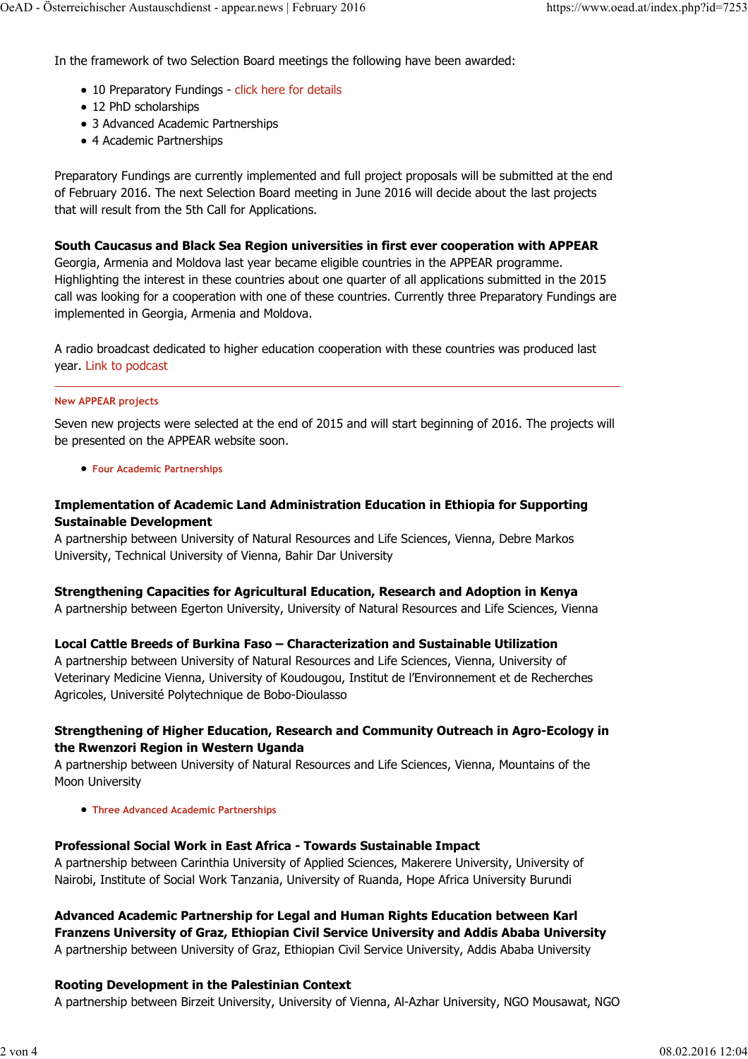In the framework of two Selection Board meetings the following have been awarded:

- 10 Preparatory Fundings - click here for details
- 12 PhD scholarships
- 3 Advanced Academic Partnerships
- 4 Academic Partnerships

Preparatory Fundings are currently implemented and full project proposals will be submitted at the end of February 2016. The next Selection Board meeting in June 2016 will decide about the last projects that will result from the 5th Call for Applications.

**South Caucasus and Black Sea Region universities in first ever cooperation with APPEAR**
Georgia, Armenia and Moldova last year became eligible countries in the APPEAR programme. Highlighting the interest in these countries about one quarter of all applications submitted in the 2015 call was looking for a cooperation with one of these countries. Currently three Preparatory Fundings are implemented in Georgia, Armenia and Moldova.

A radio broadcast dedicated to higher education cooperation with these countries was produced last year. Link to podcast

---

## New APPEAR projects

Seven new projects were selected at the end of 2015 and will start beginning of 2016. The projects will be presented on the APPEAR website soon.

- Four Academic Partnerships

**Implementation of Academic Land Administration Education in Ethiopia for Supporting Sustainable Development**
A partnership between University of Natural Resources and Life Sciences, Vienna, Debre Markos University, Technical University of Vienna, Bahir Dar University

**Strengthening Capacities for Agricultural Education, Research and Adoption in Kenya**
A partnership between Egerton University, University of Natural Resources and Life Sciences, Vienna

**Local Cattle Breeds of Burkina Faso – Characterization and Sustainable Utilization**
A partnership between University of Natural Resources and Life Sciences, Vienna, University of Veterinary Medicine Vienna, University of Koudougou, Institut de l'Environnement et de Recherches Agricoles, Université Polytechnique de Bobo-Dioulasso

**Strengthening of Higher Education, Research and Community Outreach in Agro-Ecology in the Rwenzori Region in Western Uganda**
A partnership between University of Natural Resources and Life Sciences, Vienna, Mountains of the Moon University

- Three Advanced Academic Partnerships

**Professional Social Work in East Africa - Towards Sustainable Impact**
A partnership between Carinthia University of Applied Sciences, Makerere University, University of Nairobi, Institute of Social Work Tanzania, University of Ruanda, Hope Africa University Burundi

**Advanced Academic Partnership for Legal and Human Rights Education between Karl Franzens University of Graz, Ethiopian Civil Service University and Addis Ababa University**
A partnership between University of Graz, Ethiopian Civil Service University, Addis Ababa University

**Rooting Development in the Palestinian Context**
A partnership between Birzeit University, University of Vienna, Al-Azhar University, NGO Mousawat, NGO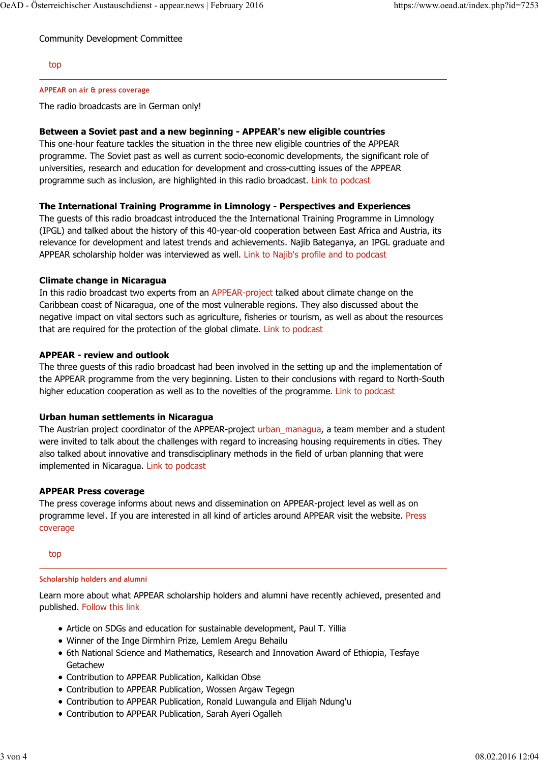Community Development Committee

top

---

#### APPEAR on air & press coverage

The radio broadcasts are in German only!

**Between a Soviet past and a new beginning - APPEAR's new eligible countries**
This one-hour feature tackles the situation in the three new eligible countries of the APPEAR programme. The Soviet past as well as current socio-economic developments, the significant role of universities, research and education for development and cross-cutting issues of the APPEAR programme such as inclusion, are highlighted in this radio broadcast. Link to podcast

**The International Training Programme in Limnology - Perspectives and Experiences**
The guests of this radio broadcast introduced the the International Training Programme in Limnology (IPGL) and talked about the history of this 40-year-old cooperation between East Africa and Austria, its relevance for development and latest trends and achievements. Najib Bateganya, an IPGL graduate and APPEAR scholarship holder was interviewed as well. Link to Najib's profile and to podcast

**Climate change in Nicaragua**
In this radio broadcast two experts from an APPEAR-project talked about climate change on the Caribbean coast of Nicaragua, one of the most vulnerable regions. They also discussed about the negative impact on vital sectors such as agriculture, fisheries or tourism, as well as about the resources that are required for the protection of the global climate. Link to podcast

**APPEAR - review and outlook**
The three guests of this radio broadcast had been involved in the setting up and the implementation of the APPEAR programme from the very beginning. Listen to their conclusions with regard to North-South higher education cooperation as well as to the novelties of the programme. Link to podcast

**Urban human settlements in Nicaragua**
The Austrian project coordinator of the APPEAR-project urban_managua, a team member and a student were invited to talk about the challenges with regard to increasing housing requirements in cities. They also talked about innovative and transdisciplinary methods in the field of urban planning that were implemented in Nicaragua. Link to podcast

**APPEAR Press coverage**
The press coverage informs about news and dissemination on APPEAR-project level as well as on programme level. If you are interested in all kind of articles around APPEAR visit the website. Press coverage

top

---

#### Scholarship holders and alumni

Learn more about what APPEAR scholarship holders and alumni have recently achieved, presented and published. Follow this link

- Article on SDGs and education for sustainable development, Paul T. Yillia
- Winner of the Inge Dirmhirn Prize, Lemlem Aregu Behailu
- 6th National Science and Mathematics, Research and Innovation Award of Ethiopia, Tesfaye Getachew
- Contribution to APPEAR Publication, Kalkidan Obse
- Contribution to APPEAR Publication, Wossen Argaw Tegegn
- Contribution to APPEAR Publication, Ronald Luwangula and Elijah Ndung'u
- Contribution to APPEAR Publication, Sarah Ayeri Ogalleh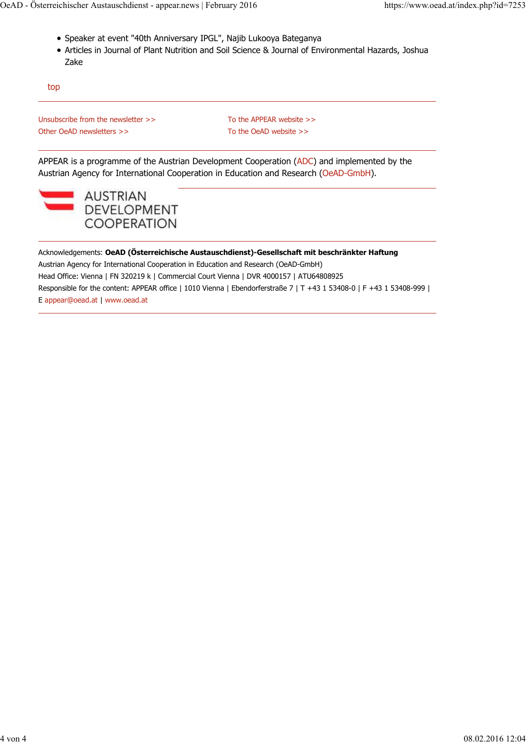- Speaker at event "40th Anniversary IPGL", Najib Lukooya Bateganya
- Articles in Journal of Plant Nutrition and Soil Science & Journal of Environmental Hazards, Joshua Zake

top

---

Unsubscribe from the newsletter >>

Other OeAD newsletters >>

To the APPEAR website >>

To the OeAD website >>

---

APPEAR is a programme of the Austrian Development Cooperation (ADC) and implemented by the Austrian Agency for International Cooperation in Education and Research (OeAD-GmbH).

AUSTRIAN DEVELOPMENT COOPERATION

---

Acknowledgements: **OeAD (Österreichische Austauschdienst)-Gesellschaft mit beschränkter Haftung**
Austrian Agency for International Cooperation in Education and Research (OeAD-GmbH)
Head Office: Vienna | FN 320219 k | Commercial Court Vienna | DVR 4000157 | ATU64808925
Responsible for the content: APPEAR office | 1010 Vienna | Ebendorferstraße 7 | T +43 1 53408-0 | F +43 1 53408-999 | E appear@oead.at | www.oead.at